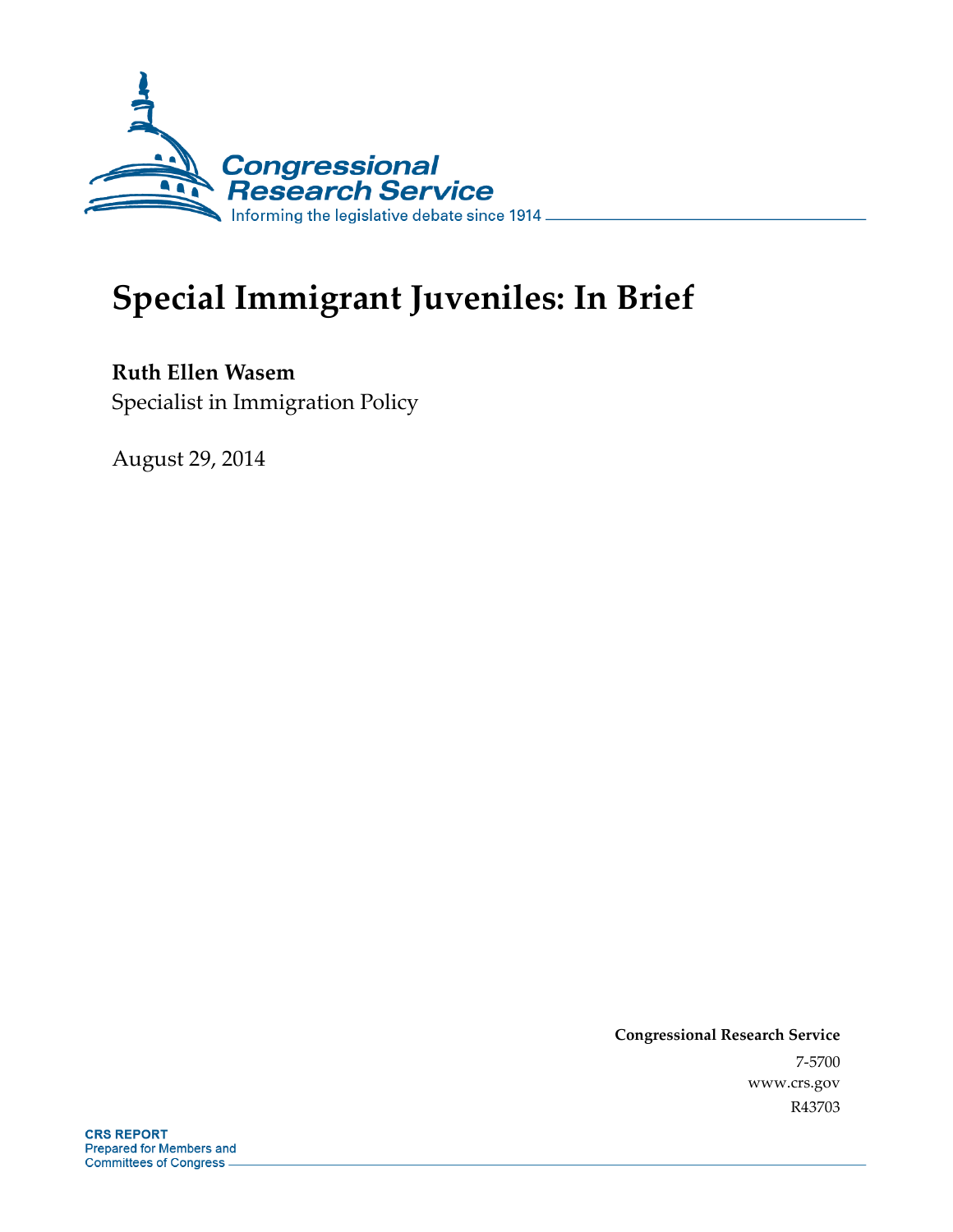Congressional Research Service

Informing the legislative debate since 1914

# Special Immigrant Juveniles: In Brief

**Ruth Ellen Wasem**

Specialist in Immigration Policy

August 29, 2014

**Congressional Research Service**

7-5700

www.crs.gov

R43703

**CRS REPORT**

Prepared for Members and Committees of Congress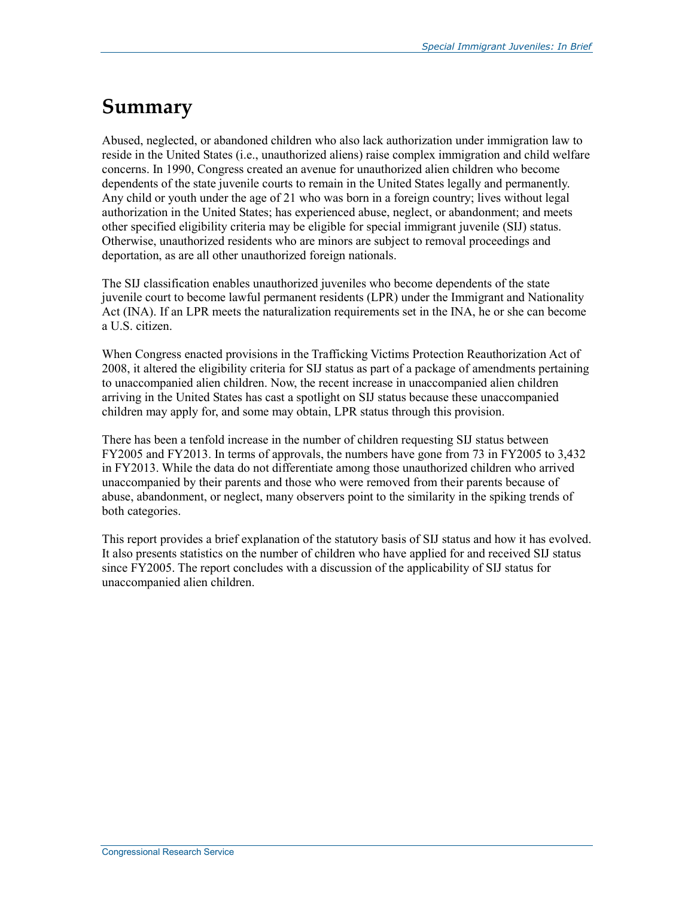# Summary

Abused, neglected, or abandoned children who also lack authorization under immigration law to reside in the United States (i.e., unauthorized aliens) raise complex immigration and child welfare concerns. In 1990, Congress created an avenue for unauthorized alien children who become dependents of the state juvenile courts to remain in the United States legally and permanently. Any child or youth under the age of 21 who was born in a foreign country; lives without legal authorization in the United States; has experienced abuse, neglect, or abandonment; and meets other specified eligibility criteria may be eligible for special immigrant juvenile (SIJ) status. Otherwise, unauthorized residents who are minors are subject to removal proceedings and deportation, as are all other unauthorized foreign nationals.

The SIJ classification enables unauthorized juveniles who become dependents of the state juvenile court to become lawful permanent residents (LPR) under the Immigrant and Nationality Act (INA). If an LPR meets the naturalization requirements set in the INA, he or she can become a U.S. citizen.

When Congress enacted provisions in the Trafficking Victims Protection Reauthorization Act of 2008, it altered the eligibility criteria for SIJ status as part of a package of amendments pertaining to unaccompanied alien children. Now, the recent increase in unaccompanied alien children arriving in the United States has cast a spotlight on SIJ status because these unaccompanied children may apply for, and some may obtain, LPR status through this provision.

There has been a tenfold increase in the number of children requesting SIJ status between FY2005 and FY2013. In terms of approvals, the numbers have gone from 73 in FY2005 to 3,432 in FY2013. While the data do not differentiate among those unauthorized children who arrived unaccompanied by their parents and those who were removed from their parents because of abuse, abandonment, or neglect, many observers point to the similarity in the spiking trends of both categories.

This report provides a brief explanation of the statutory basis of SIJ status and how it has evolved. It also presents statistics on the number of children who have applied for and received SIJ status since FY2005. The report concludes with a discussion of the applicability of SIJ status for unaccompanied alien children.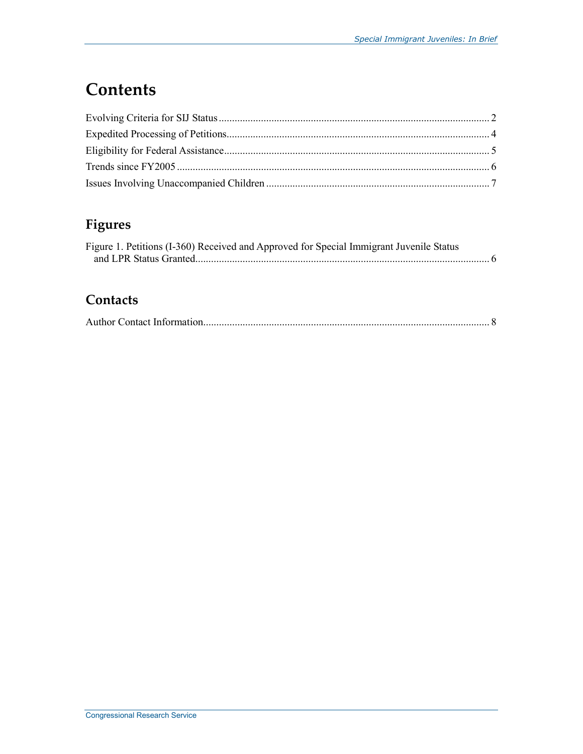# Contents

Evolving Criteria for SIJ Status .......... 2
Expedited Processing of Petitions .......... 4
Eligibility for Federal Assistance .......... 5
Trends since FY2005 .......... 6
Issues Involving Unaccompanied Children .......... 7

## Figures

Figure 1. Petitions (I-360) Received and Approved for Special Immigrant Juvenile Status and LPR Status Granted .......... 6

## Contacts

Author Contact Information .......... 8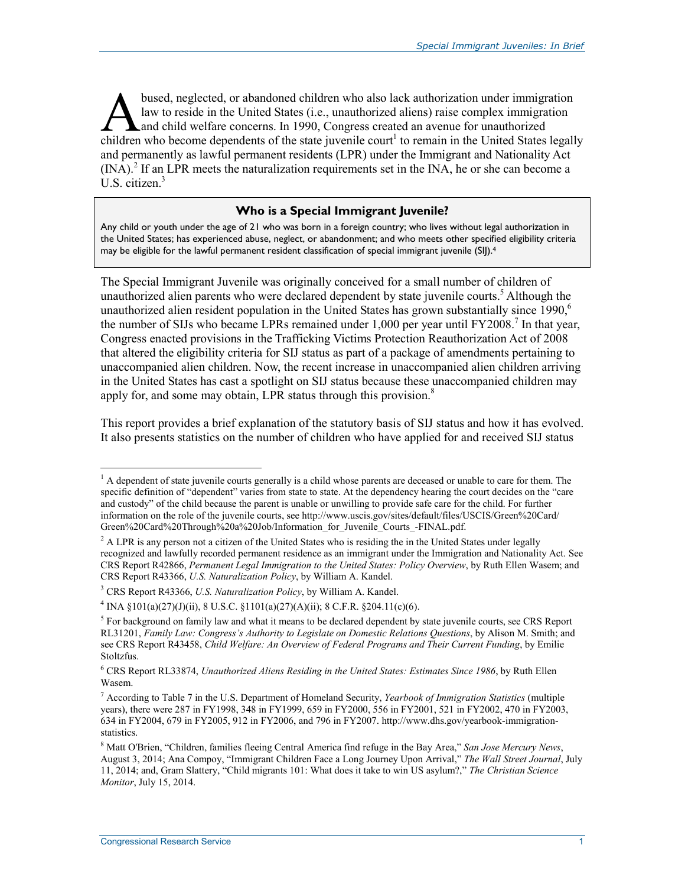Abused, neglected, or abandoned children who also lack authorization under immigration law to reside in the United States (i.e., unauthorized aliens) raise complex immigration and child welfare concerns. In 1990, Congress created an avenue for unauthorized children who become dependents of the state juvenile court[1] to remain in the United States legally and permanently as lawful permanent residents (LPR) under the Immigrant and Nationality Act (INA).[2] If an LPR meets the naturalization requirements set in the INA, he or she can become a U.S. citizen.[3]

> **Who is a Special Immigrant Juvenile?**
>
> Any child or youth under the age of 21 who was born in a foreign country; who lives without legal authorization in the United States; has experienced abuse, neglect, or abandonment; and who meets other specified eligibility criteria may be eligible for the lawful permanent resident classification of special immigrant juvenile (SIJ).[4]

The Special Immigrant Juvenile was originally conceived for a small number of children of unauthorized alien parents who were declared dependent by state juvenile courts.[5] Although the unauthorized alien resident population in the United States has grown substantially since 1990,[6] the number of SIJs who became LPRs remained under 1,000 per year until FY2008.[7] In that year, Congress enacted provisions in the Trafficking Victims Protection Reauthorization Act of 2008 that altered the eligibility criteria for SIJ status as part of a package of amendments pertaining to unaccompanied alien children. Now, the recent increase in unaccompanied alien children arriving in the United States has cast a spotlight on SIJ status because these unaccompanied children may apply for, and some may obtain, LPR status through this provision.[8]

This report provides a brief explanation of the statutory basis of SIJ status and how it has evolved. It also presents statistics on the number of children who have applied for and received SIJ status

---

[1] A dependent of state juvenile courts generally is a child whose parents are deceased or unable to care for them. The specific definition of "dependent" varies from state to state. At the dependency hearing the court decides on the "care and custody" of the child because the parent is unable or unwilling to provide safe care for the child. For further information on the role of the juvenile courts, see http://www.uscis.gov/sites/default/files/USCIS/Green%20Card/Green%20Card%20Through%20a%20Job/Information_for_Juvenile_Courts_-FINAL.pdf.

[2] A LPR is any person not a citizen of the United States who is residing the in the United States under legally recognized and lawfully recorded permanent residence as an immigrant under the Immigration and Nationality Act. See CRS Report R42866, *Permanent Legal Immigration to the United States: Policy Overview*, by Ruth Ellen Wasem; and CRS Report R43366, *U.S. Naturalization Policy*, by William A. Kandel.

[3] CRS Report R43366, *U.S. Naturalization Policy*, by William A. Kandel.

[4] INA §101(a)(27)(J)(ii), 8 U.S.C. §1101(a)(27)(A)(ii); 8 C.F.R. §204.11(c)(6).

[5] For background on family law and what it means to be declared dependent by state juvenile courts, see CRS Report RL31201, *Family Law: Congress's Authority to Legislate on Domestic Relations Questions*, by Alison M. Smith; and see CRS Report R43458, *Child Welfare: An Overview of Federal Programs and Their Current Funding*, by Emilie Stoltzfus.

[6] CRS Report RL33874, *Unauthorized Aliens Residing in the United States: Estimates Since 1986*, by Ruth Ellen Wasem.

[7] According to Table 7 in the U.S. Department of Homeland Security, *Yearbook of Immigration Statistics* (multiple years), there were 287 in FY1998, 348 in FY1999, 659 in FY2000, 556 in FY2001, 521 in FY2002, 470 in FY2003, 634 in FY2004, 679 in FY2005, 912 in FY2006, and 796 in FY2007. http://www.dhs.gov/yearbook-immigration-statistics.

[8] Matt O'Brien, "Children, families fleeing Central America find refuge in the Bay Area," *San Jose Mercury News*, August 3, 2014; Ana Compoy, "Immigrant Children Face a Long Journey Upon Arrival," *The Wall Street Journal*, July 11, 2014; and, Gram Slattery, "Child migrants 101: What does it take to win US asylum?," *The Christian Science Monitor*, July 15, 2014.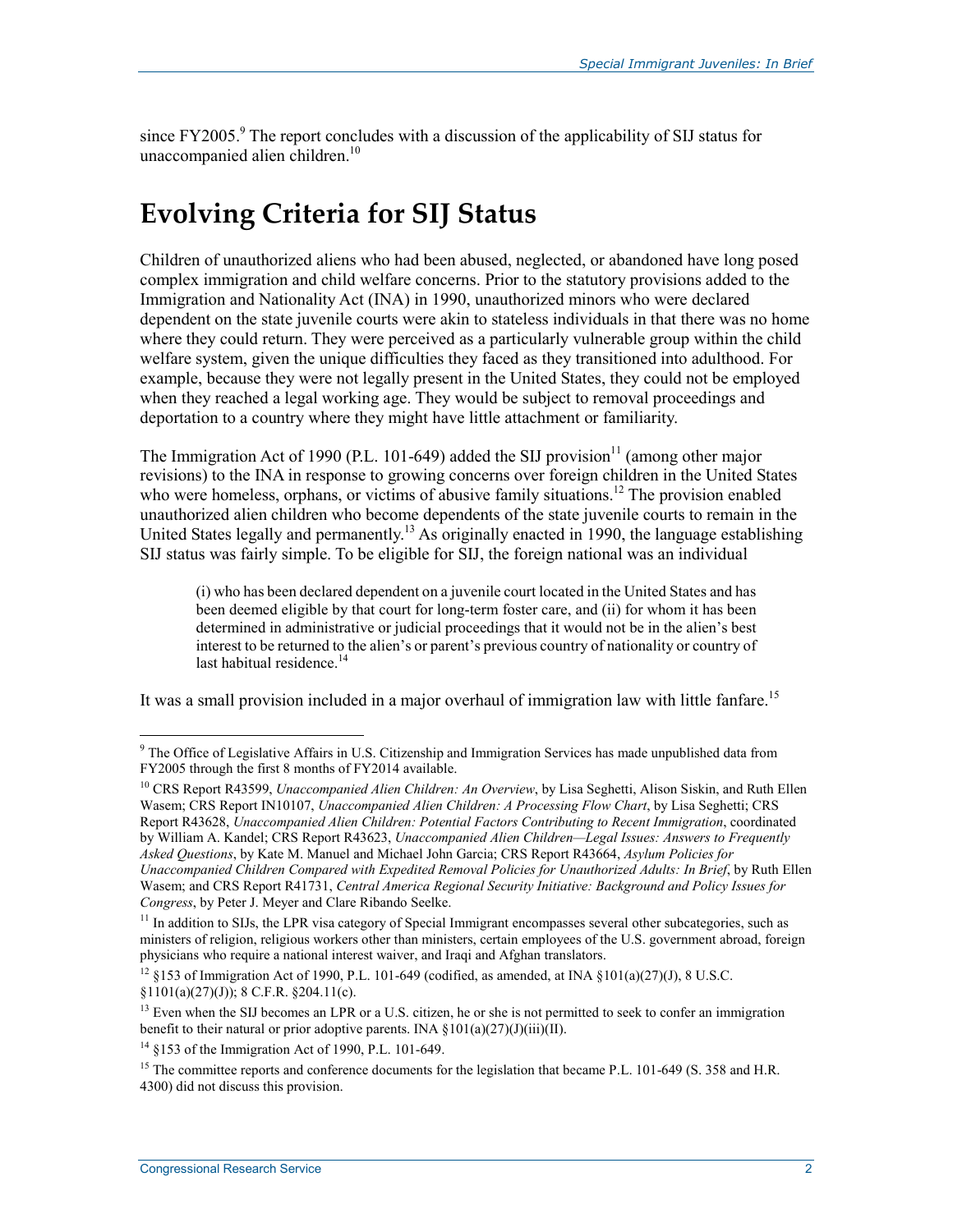since FY2005.[9] The report concludes with a discussion of the applicability of SIJ status for unaccompanied alien children.[10]

# Evolving Criteria for SIJ Status

Children of unauthorized aliens who had been abused, neglected, or abandoned have long posed complex immigration and child welfare concerns. Prior to the statutory provisions added to the Immigration and Nationality Act (INA) in 1990, unauthorized minors who were declared dependent on the state juvenile courts were akin to stateless individuals in that there was no home where they could return. They were perceived as a particularly vulnerable group within the child welfare system, given the unique difficulties they faced as they transitioned into adulthood. For example, because they were not legally present in the United States, they could not be employed when they reached a legal working age. They would be subject to removal proceedings and deportation to a country where they might have little attachment or familiarity.

The Immigration Act of 1990 (P.L. 101-649) added the SIJ provision[11] (among other major revisions) to the INA in response to growing concerns over foreign children in the United States who were homeless, orphans, or victims of abusive family situations.[12] The provision enabled unauthorized alien children who become dependents of the state juvenile courts to remain in the United States legally and permanently.[13] As originally enacted in 1990, the language establishing SIJ status was fairly simple. To be eligible for SIJ, the foreign national was an individual

> (i) who has been declared dependent on a juvenile court located in the United States and has been deemed eligible by that court for long-term foster care, and (ii) for whom it has been determined in administrative or judicial proceedings that it would not be in the alien's best interest to be returned to the alien's or parent's previous country of nationality or country of last habitual residence.[14]

It was a small provision included in a major overhaul of immigration law with little fanfare.[15]

---

[9] The Office of Legislative Affairs in U.S. Citizenship and Immigration Services has made unpublished data from FY2005 through the first 8 months of FY2014 available.

[10] CRS Report R43599, *Unaccompanied Alien Children: An Overview*, by Lisa Seghetti, Alison Siskin, and Ruth Ellen Wasem; CRS Report IN10107, *Unaccompanied Alien Children: A Processing Flow Chart*, by Lisa Seghetti; CRS Report R43628, *Unaccompanied Alien Children: Potential Factors Contributing to Recent Immigration*, coordinated by William A. Kandel; CRS Report R43623, *Unaccompanied Alien Children—Legal Issues: Answers to Frequently Asked Questions*, by Kate M. Manuel and Michael John Garcia; CRS Report R43664, *Asylum Policies for Unaccompanied Children Compared with Expedited Removal Policies for Unauthorized Adults: In Brief*, by Ruth Ellen Wasem; and CRS Report R41731, *Central America Regional Security Initiative: Background and Policy Issues for Congress*, by Peter J. Meyer and Clare Ribando Seelke.

[11] In addition to SIJs, the LPR visa category of Special Immigrant encompasses several other subcategories, such as ministers of religion, religious workers other than ministers, certain employees of the U.S. government abroad, foreign physicians who require a national interest waiver, and Iraqi and Afghan translators.

[12] §153 of Immigration Act of 1990, P.L. 101-649 (codified, as amended, at INA §101(a)(27)(J), 8 U.S.C. §1101(a)(27)(J)); 8 C.F.R. §204.11(c).

[13] Even when the SIJ becomes an LPR or a U.S. citizen, he or she is not permitted to seek to confer an immigration benefit to their natural or prior adoptive parents. INA §101(a)(27)(J)(iii)(II).

[14] §153 of the Immigration Act of 1990, P.L. 101-649.

[15] The committee reports and conference documents for the legislation that became P.L. 101-649 (S. 358 and H.R. 4300) did not discuss this provision.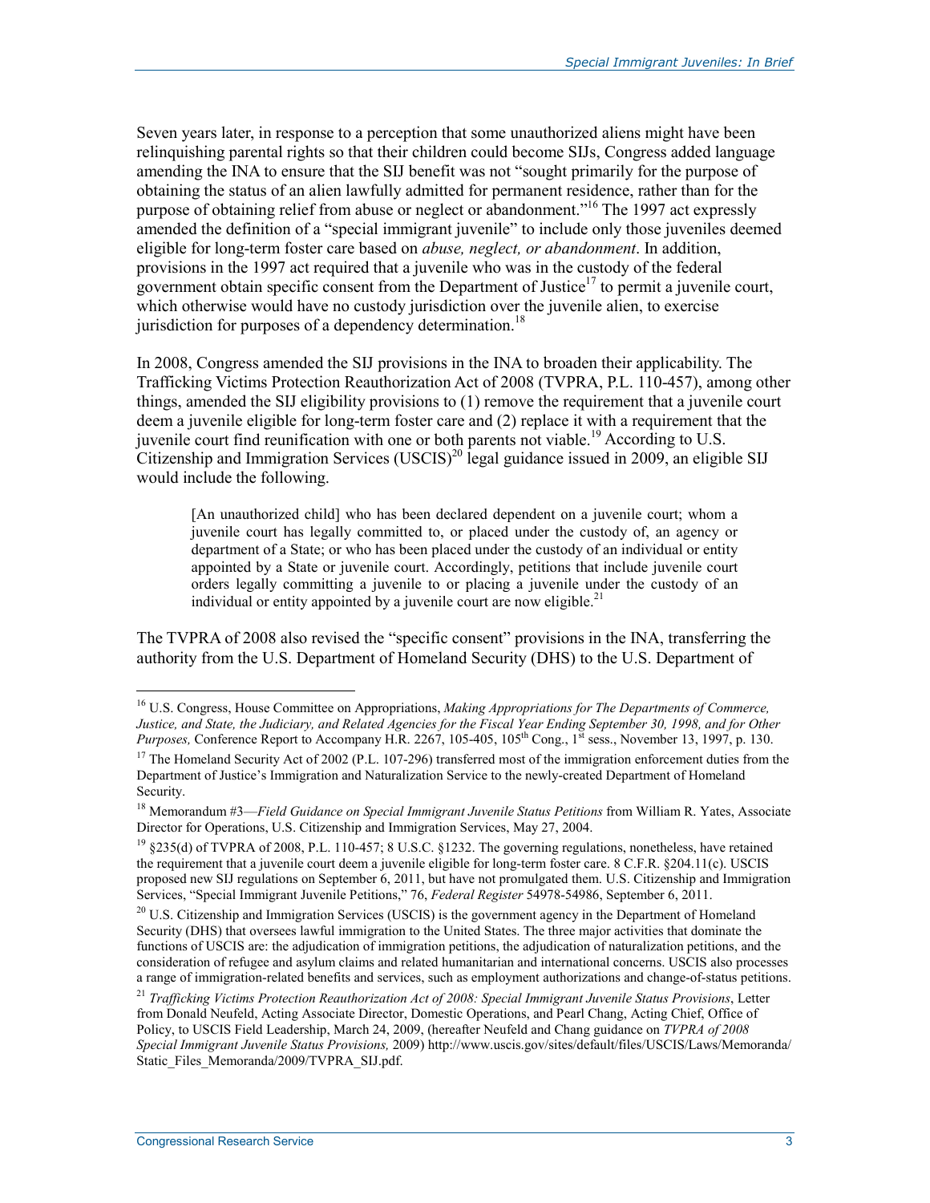Seven years later, in response to a perception that some unauthorized aliens might have been relinquishing parental rights so that their children could become SIJs, Congress added language amending the INA to ensure that the SIJ benefit was not "sought primarily for the purpose of obtaining the status of an alien lawfully admitted for permanent residence, rather than for the purpose of obtaining relief from abuse or neglect or abandonment."[16] The 1997 act expressly amended the definition of a "special immigrant juvenile" to include only those juveniles deemed eligible for long-term foster care based on *abuse, neglect, or abandonment*. In addition, provisions in the 1997 act required that a juvenile who was in the custody of the federal government obtain specific consent from the Department of Justice[17] to permit a juvenile court, which otherwise would have no custody jurisdiction over the juvenile alien, to exercise jurisdiction for purposes of a dependency determination.[18]

In 2008, Congress amended the SIJ provisions in the INA to broaden their applicability. The Trafficking Victims Protection Reauthorization Act of 2008 (TVPRA, P.L. 110-457), among other things, amended the SIJ eligibility provisions to (1) remove the requirement that a juvenile court deem a juvenile eligible for long-term foster care and (2) replace it with a requirement that the juvenile court find reunification with one or both parents not viable.[19] According to U.S. Citizenship and Immigration Services (USCIS)[20] legal guidance issued in 2009, an eligible SIJ would include the following.

> [An unauthorized child] who has been declared dependent on a juvenile court; whom a juvenile court has legally committed to, or placed under the custody of, an agency or department of a State; or who has been placed under the custody of an individual or entity appointed by a State or juvenile court. Accordingly, petitions that include juvenile court orders legally committing a juvenile to or placing a juvenile under the custody of an individual or entity appointed by a juvenile court are now eligible.[21]

The TVPRA of 2008 also revised the "specific consent" provisions in the INA, transferring the authority from the U.S. Department of Homeland Security (DHS) to the U.S. Department of

---

[16] U.S. Congress, House Committee on Appropriations, *Making Appropriations for The Departments of Commerce, Justice, and State, the Judiciary, and Related Agencies for the Fiscal Year Ending September 30, 1998, and for Other Purposes,* Conference Report to Accompany H.R. 2267, 105-405, 105th Cong., 1st sess., November 13, 1997, p. 130.

[17] The Homeland Security Act of 2002 (P.L. 107-296) transferred most of the immigration enforcement duties from the Department of Justice's Immigration and Naturalization Service to the newly-created Department of Homeland Security.

[18] Memorandum #3—*Field Guidance on Special Immigrant Juvenile Status Petitions* from William R. Yates, Associate Director for Operations, U.S. Citizenship and Immigration Services, May 27, 2004.

[19] §235(d) of TVPRA of 2008, P.L. 110-457; 8 U.S.C. §1232. The governing regulations, nonetheless, have retained the requirement that a juvenile court deem a juvenile eligible for long-term foster care. 8 C.F.R. §204.11(c). USCIS proposed new SIJ regulations on September 6, 2011, but have not promulgated them. U.S. Citizenship and Immigration Services, "Special Immigrant Juvenile Petitions," 76, *Federal Register* 54978-54986, September 6, 2011.

[20] U.S. Citizenship and Immigration Services (USCIS) is the government agency in the Department of Homeland Security (DHS) that oversees lawful immigration to the United States. The three major activities that dominate the functions of USCIS are: the adjudication of immigration petitions, the adjudication of naturalization petitions, and the consideration of refugee and asylum claims and related humanitarian and international concerns. USCIS also processes a range of immigration-related benefits and services, such as employment authorizations and change-of-status petitions.

[21] *Trafficking Victims Protection Reauthorization Act of 2008: Special Immigrant Juvenile Status Provisions*, Letter from Donald Neufeld, Acting Associate Director, Domestic Operations, and Pearl Chang, Acting Chief, Office of Policy, to USCIS Field Leadership, March 24, 2009, (hereafter Neufeld and Chang guidance on *TVPRA of 2008 Special Immigrant Juvenile Status Provisions,* 2009) http://www.uscis.gov/sites/default/files/USCIS/Laws/Memoranda/Static_Files_Memoranda/2009/TVPRA_SIJ.pdf.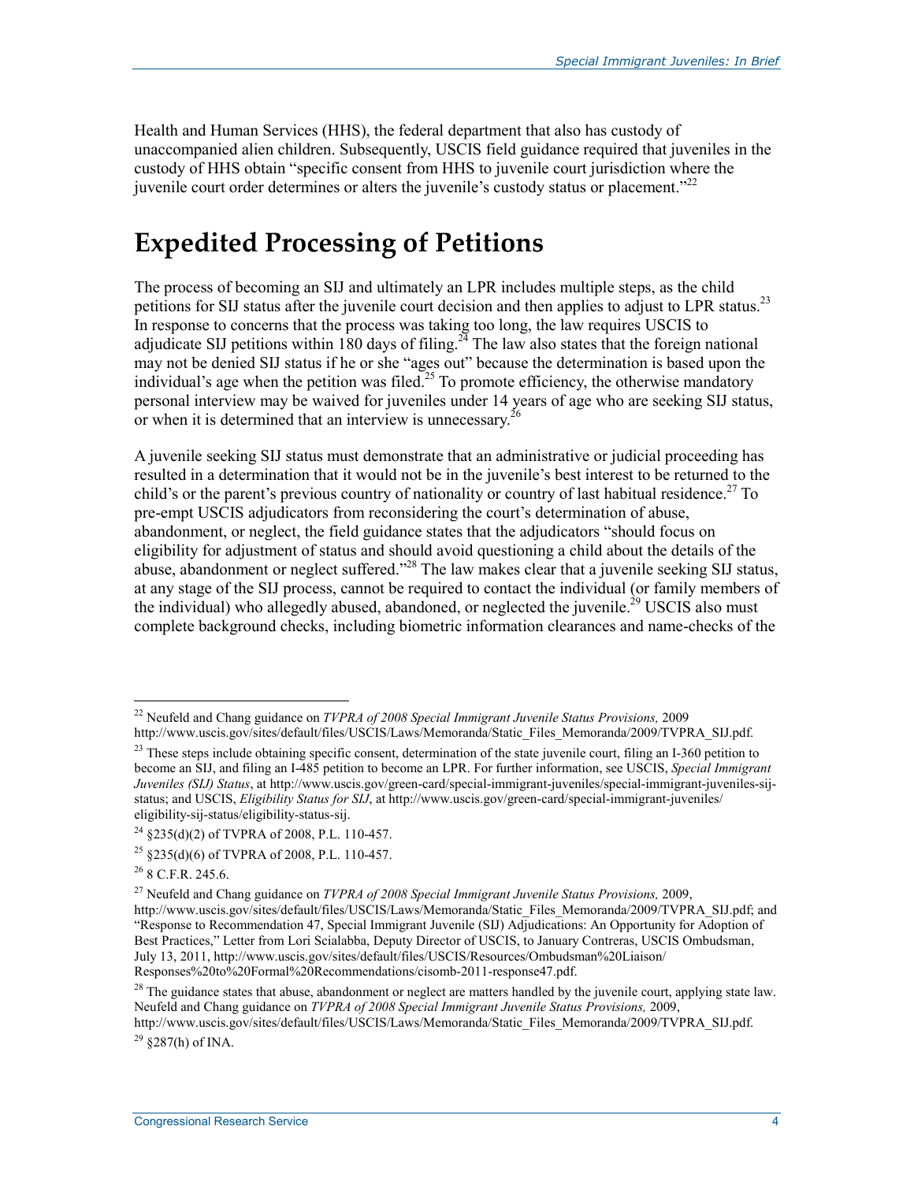Health and Human Services (HHS), the federal department that also has custody of unaccompanied alien children. Subsequently, USCIS field guidance required that juveniles in the custody of HHS obtain "specific consent from HHS to juvenile court jurisdiction where the juvenile court order determines or alters the juvenile's custody status or placement."[22]

# Expedited Processing of Petitions

The process of becoming an SIJ and ultimately an LPR includes multiple steps, as the child petitions for SIJ status after the juvenile court decision and then applies to adjust to LPR status.[23] In response to concerns that the process was taking too long, the law requires USCIS to adjudicate SIJ petitions within 180 days of filing.[24] The law also states that the foreign national may not be denied SIJ status if he or she "ages out" because the determination is based upon the individual's age when the petition was filed.[25] To promote efficiency, the otherwise mandatory personal interview may be waived for juveniles under 14 years of age who are seeking SIJ status, or when it is determined that an interview is unnecessary.[26]

A juvenile seeking SIJ status must demonstrate that an administrative or judicial proceeding has resulted in a determination that it would not be in the juvenile's best interest to be returned to the child's or the parent's previous country of nationality or country of last habitual residence.[27] To pre-empt USCIS adjudicators from reconsidering the court's determination of abuse, abandonment, or neglect, the field guidance states that the adjudicators "should focus on eligibility for adjustment of status and should avoid questioning a child about the details of the abuse, abandonment or neglect suffered."[28] The law makes clear that a juvenile seeking SIJ status, at any stage of the SIJ process, cannot be required to contact the individual (or family members of the individual) who allegedly abused, abandoned, or neglected the juvenile.[29] USCIS also must complete background checks, including biometric information clearances and name-checks of the

---

[22] Neufeld and Chang guidance on *TVPRA of 2008 Special Immigrant Juvenile Status Provisions,* 2009 http://www.uscis.gov/sites/default/files/USCIS/Laws/Memoranda/Static_Files_Memoranda/2009/TVPRA_SIJ.pdf.

[23] These steps include obtaining specific consent, determination of the state juvenile court, filing an I-360 petition to become an SIJ, and filing an I-485 petition to become an LPR. For further information, see USCIS, *Special Immigrant Juveniles (SIJ) Status*, at http://www.uscis.gov/green-card/special-immigrant-juveniles/special-immigrant-juveniles-sij-status; and USCIS, *Eligibility Status for SIJ*, at http://www.uscis.gov/green-card/special-immigrant-juveniles/eligibility-sij-status/eligibility-status-sij.

[24] §235(d)(2) of TVPRA of 2008, P.L. 110-457.

[25] §235(d)(6) of TVPRA of 2008, P.L. 110-457.

[26] 8 C.F.R. 245.6.

[27] Neufeld and Chang guidance on *TVPRA of 2008 Special Immigrant Juvenile Status Provisions,* 2009, http://www.uscis.gov/sites/default/files/USCIS/Laws/Memoranda/Static_Files_Memoranda/2009/TVPRA_SIJ.pdf; and "Response to Recommendation 47, Special Immigrant Juvenile (SIJ) Adjudications: An Opportunity for Adoption of Best Practices," Letter from Lori Scialabba, Deputy Director of USCIS, to January Contreras, USCIS Ombudsman, July 13, 2011, http://www.uscis.gov/sites/default/files/USCIS/Resources/Ombudsman%20Liaison/Responses%20to%20Formal%20Recommendations/cisomb-2011-response47.pdf.

[28] The guidance states that abuse, abandonment or neglect are matters handled by the juvenile court, applying state law. Neufeld and Chang guidance on *TVPRA of 2008 Special Immigrant Juvenile Status Provisions,* 2009, http://www.uscis.gov/sites/default/files/USCIS/Laws/Memoranda/Static_Files_Memoranda/2009/TVPRA_SIJ.pdf.

[29] §287(h) of INA.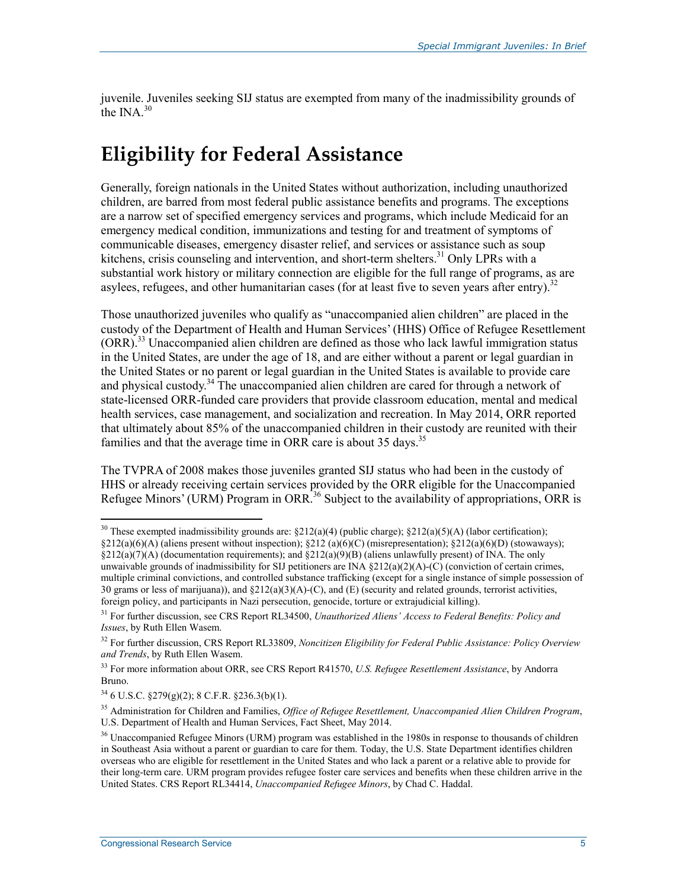juvenile. Juveniles seeking SIJ status are exempted from many of the inadmissibility grounds of the INA.[30]

## Eligibility for Federal Assistance

Generally, foreign nationals in the United States without authorization, including unauthorized children, are barred from most federal public assistance benefits and programs. The exceptions are a narrow set of specified emergency services and programs, which include Medicaid for an emergency medical condition, immunizations and testing for and treatment of symptoms of communicable diseases, emergency disaster relief, and services or assistance such as soup kitchens, crisis counseling and intervention, and short-term shelters.[31] Only LPRs with a substantial work history or military connection are eligible for the full range of programs, as are asylees, refugees, and other humanitarian cases (for at least five to seven years after entry).[32]

Those unauthorized juveniles who qualify as "unaccompanied alien children" are placed in the custody of the Department of Health and Human Services' (HHS) Office of Refugee Resettlement (ORR).[33] Unaccompanied alien children are defined as those who lack lawful immigration status in the United States, are under the age of 18, and are either without a parent or legal guardian in the United States or no parent or legal guardian in the United States is available to provide care and physical custody.[34] The unaccompanied alien children are cared for through a network of state-licensed ORR-funded care providers that provide classroom education, mental and medical health services, case management, and socialization and recreation. In May 2014, ORR reported that ultimately about 85% of the unaccompanied children in their custody are reunited with their families and that the average time in ORR care is about 35 days.[35]

The TVPRA of 2008 makes those juveniles granted SIJ status who had been in the custody of HHS or already receiving certain services provided by the ORR eligible for the Unaccompanied Refugee Minors' (URM) Program in ORR.[36] Subject to the availability of appropriations, ORR is

---

[30] These exempted inadmissibility grounds are: §212(a)(4) (public charge); §212(a)(5)(A) (labor certification); §212(a)(6)(A) (aliens present without inspection); §212 (a)(6)(C) (misrepresentation); §212(a)(6)(D) (stowaways); §212(a)(7)(A) (documentation requirements); and §212(a)(9)(B) (aliens unlawfully present) of INA. The only unwaivable grounds of inadmissibility for SIJ petitioners are INA §212(a)(2)(A)-(C) (conviction of certain crimes, multiple criminal convictions, and controlled substance trafficking (except for a single instance of simple possession of 30 grams or less of marijuana)), and §212(a)(3)(A)-(C), and (E) (security and related grounds, terrorist activities, foreign policy, and participants in Nazi persecution, genocide, torture or extrajudicial killing).

[31] For further discussion, see CRS Report RL34500, *Unauthorized Aliens' Access to Federal Benefits: Policy and Issues*, by Ruth Ellen Wasem.

[32] For further discussion, CRS Report RL33809, *Noncitizen Eligibility for Federal Public Assistance: Policy Overview and Trends*, by Ruth Ellen Wasem.

[33] For more information about ORR, see CRS Report R41570, *U.S. Refugee Resettlement Assistance*, by Andorra Bruno.

[34] 6 U.S.C. §279(g)(2); 8 C.F.R. §236.3(b)(1).

[35] Administration for Children and Families, *Office of Refugee Resettlement, Unaccompanied Alien Children Program*, U.S. Department of Health and Human Services, Fact Sheet, May 2014.

[36] Unaccompanied Refugee Minors (URM) program was established in the 1980s in response to thousands of children in Southeast Asia without a parent or guardian to care for them. Today, the U.S. State Department identifies children overseas who are eligible for resettlement in the United States and who lack a parent or a relative able to provide for their long-term care. URM program provides refugee foster care services and benefits when these children arrive in the United States. CRS Report RL34414, *Unaccompanied Refugee Minors*, by Chad C. Haddal.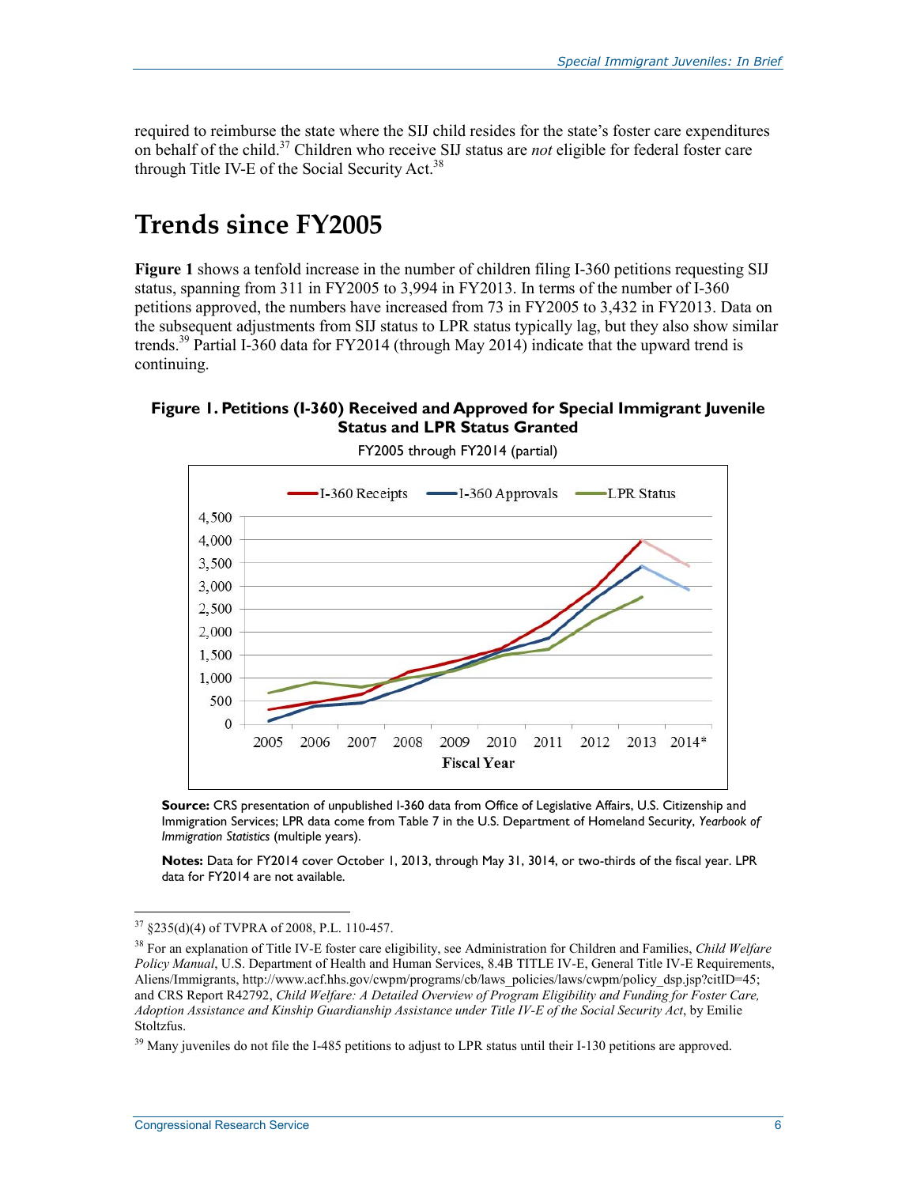required to reimburse the state where the SIJ child resides for the state's foster care expenditures on behalf of the child.[37] Children who receive SIJ status are *not* eligible for federal foster care through Title IV-E of the Social Security Act.[38]

# Trends since FY2005

**Figure 1** shows a tenfold increase in the number of children filing I-360 petitions requesting SIJ status, spanning from 311 in FY2005 to 3,994 in FY2013. In terms of the number of I-360 petitions approved, the numbers have increased from 73 in FY2005 to 3,432 in FY2013. Data on the subsequent adjustments from SIJ status to LPR status typically lag, but they also show similar trends.[39] Partial I-360 data for FY2014 (through May 2014) indicate that the upward trend is continuing.

**Figure 1. Petitions (I-360) Received and Approved for Special Immigrant Juvenile Status and LPR Status Granted**

FY2005 through FY2014 (partial)

**Source:** CRS presentation of unpublished I-360 data from Office of Legislative Affairs, U.S. Citizenship and Immigration Services; LPR data come from Table 7 in the U.S. Department of Homeland Security, *Yearbook of Immigration Statistics* (multiple years).

**Notes:** Data for FY2014 cover October 1, 2013, through May 31, 3014, or two-thirds of the fiscal year. LPR data for FY2014 are not available.

---

[37] §235(d)(4) of TVPRA of 2008, P.L. 110-457.

[38] For an explanation of Title IV-E foster care eligibility, see Administration for Children and Families, *Child Welfare Policy Manual*, U.S. Department of Health and Human Services, 8.4B TITLE IV-E, General Title IV-E Requirements, Aliens/Immigrants, http://www.acf.hhs.gov/cwpm/programs/cb/laws_policies/laws/cwpm/policy_dsp.jsp?citID=45; and CRS Report R42792, *Child Welfare: A Detailed Overview of Program Eligibility and Funding for Foster Care, Adoption Assistance and Kinship Guardianship Assistance under Title IV-E of the Social Security Act*, by Emilie Stoltzfus.

[39] Many juveniles do not file the I-485 petitions to adjust to LPR status until their I-130 petitions are approved.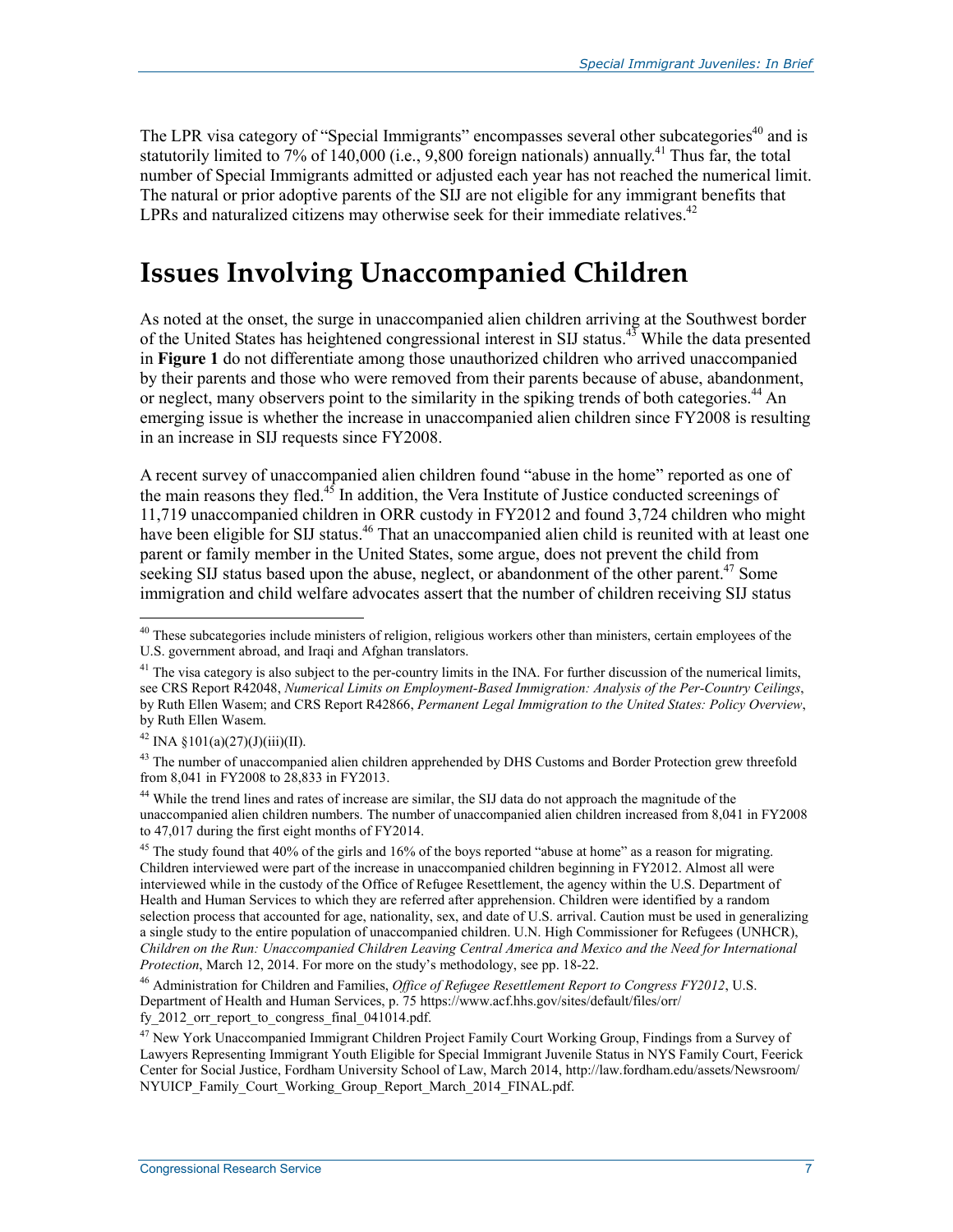The LPR visa category of "Special Immigrants" encompasses several other subcategories[40] and is statutorily limited to 7% of 140,000 (i.e., 9,800 foreign nationals) annually.[41] Thus far, the total number of Special Immigrants admitted or adjusted each year has not reached the numerical limit. The natural or prior adoptive parents of the SIJ are not eligible for any immigrant benefits that LPRs and naturalized citizens may otherwise seek for their immediate relatives.[42]

# Issues Involving Unaccompanied Children

As noted at the onset, the surge in unaccompanied alien children arriving at the Southwest border of the United States has heightened congressional interest in SIJ status.[43] While the data presented in **Figure 1** do not differentiate among those unauthorized children who arrived unaccompanied by their parents and those who were removed from their parents because of abuse, abandonment, or neglect, many observers point to the similarity in the spiking trends of both categories.[44] An emerging issue is whether the increase in unaccompanied alien children since FY2008 is resulting in an increase in SIJ requests since FY2008.

A recent survey of unaccompanied alien children found "abuse in the home" reported as one of the main reasons they fled.[45] In addition, the Vera Institute of Justice conducted screenings of 11,719 unaccompanied children in ORR custody in FY2012 and found 3,724 children who might have been eligible for SIJ status.[46] That an unaccompanied alien child is reunited with at least one parent or family member in the United States, some argue, does not prevent the child from seeking SIJ status based upon the abuse, neglect, or abandonment of the other parent.[47] Some immigration and child welfare advocates assert that the number of children receiving SIJ status

---

[40] These subcategories include ministers of religion, religious workers other than ministers, certain employees of the U.S. government abroad, and Iraqi and Afghan translators.

[41] The visa category is also subject to the per-country limits in the INA. For further discussion of the numerical limits, see CRS Report R42048, *Numerical Limits on Employment-Based Immigration: Analysis of the Per-Country Ceilings*, by Ruth Ellen Wasem; and CRS Report R42866, *Permanent Legal Immigration to the United States: Policy Overview*, by Ruth Ellen Wasem.

[42] INA §101(a)(27)(J)(iii)(II).

[43] The number of unaccompanied alien children apprehended by DHS Customs and Border Protection grew threefold from 8,041 in FY2008 to 28,833 in FY2013.

[44] While the trend lines and rates of increase are similar, the SIJ data do not approach the magnitude of the unaccompanied alien children numbers. The number of unaccompanied alien children increased from 8,041 in FY2008 to 47,017 during the first eight months of FY2014.

[45] The study found that 40% of the girls and 16% of the boys reported "abuse at home" as a reason for migrating. Children interviewed were part of the increase in unaccompanied children beginning in FY2012. Almost all were interviewed while in the custody of the Office of Refugee Resettlement, the agency within the U.S. Department of Health and Human Services to which they are referred after apprehension. Children were identified by a random selection process that accounted for age, nationality, sex, and date of U.S. arrival. Caution must be used in generalizing a single study to the entire population of unaccompanied children. U.N. High Commissioner for Refugees (UNHCR), *Children on the Run: Unaccompanied Children Leaving Central America and Mexico and the Need for International Protection*, March 12, 2014. For more on the study's methodology, see pp. 18-22.

[46] Administration for Children and Families, *Office of Refugee Resettlement Report to Congress FY2012*, U.S. Department of Health and Human Services, p. 75 https://www.acf.hhs.gov/sites/default/files/orr/fy_2012_orr_report_to_congress_final_041014.pdf.

[47] New York Unaccompanied Immigrant Children Project Family Court Working Group, Findings from a Survey of Lawyers Representing Immigrant Youth Eligible for Special Immigrant Juvenile Status in NYS Family Court, Feerick Center for Social Justice, Fordham University School of Law, March 2014, http://law.fordham.edu/assets/Newsroom/NYUICP_Family_Court_Working_Group_Report_March_2014_FINAL.pdf.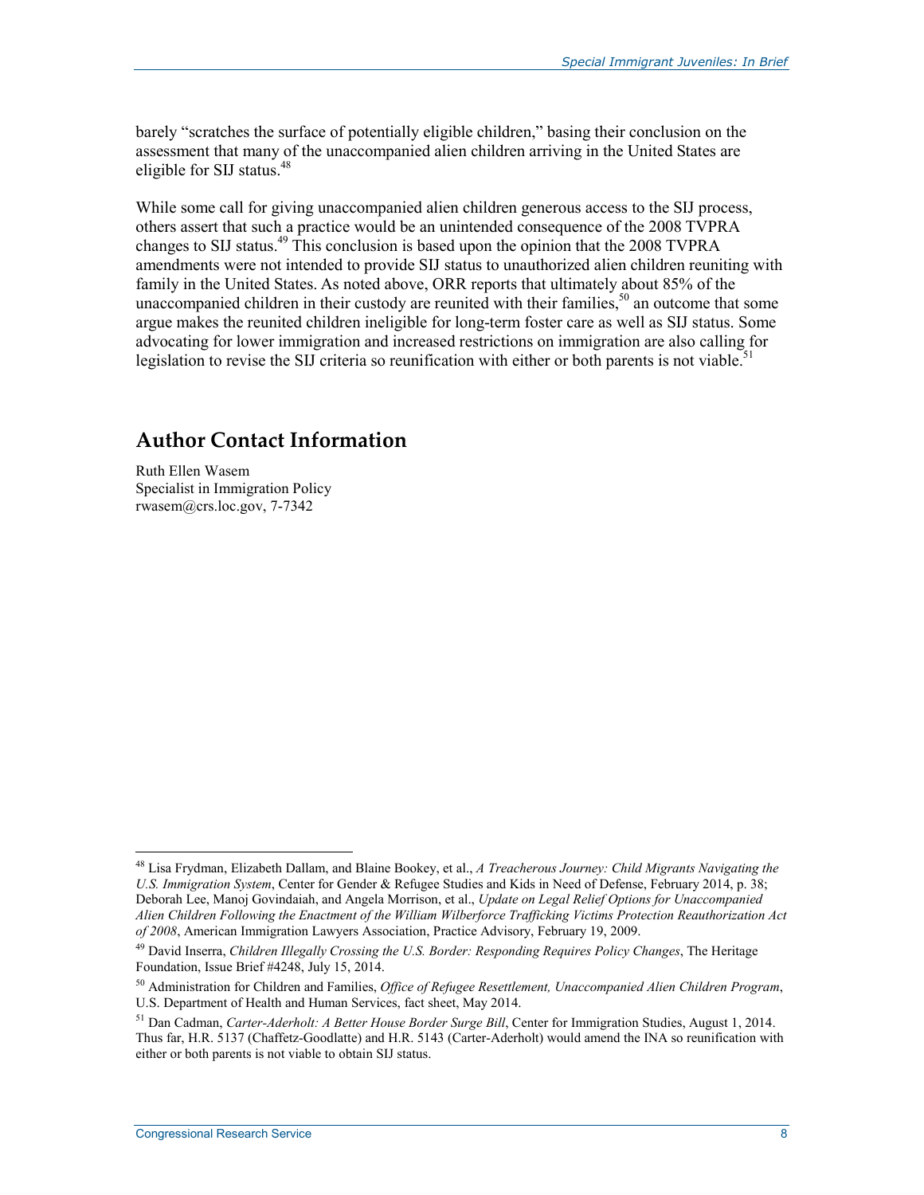barely "scratches the surface of potentially eligible children," basing their conclusion on the assessment that many of the unaccompanied alien children arriving in the United States are eligible for SIJ status.[48]

While some call for giving unaccompanied alien children generous access to the SIJ process, others assert that such a practice would be an unintended consequence of the 2008 TVPRA changes to SIJ status.[49] This conclusion is based upon the opinion that the 2008 TVPRA amendments were not intended to provide SIJ status to unauthorized alien children reuniting with family in the United States. As noted above, ORR reports that ultimately about 85% of the unaccompanied children in their custody are reunited with their families,[50] an outcome that some argue makes the reunited children ineligible for long-term foster care as well as SIJ status. Some advocating for lower immigration and increased restrictions on immigration are also calling for legislation to revise the SIJ criteria so reunification with either or both parents is not viable.[51]

## Author Contact Information

Ruth Ellen Wasem
Specialist in Immigration Policy
rwasem@crs.loc.gov, 7-7342

---

[48] Lisa Frydman, Elizabeth Dallam, and Blaine Bookey, et al., *A Treacherous Journey: Child Migrants Navigating the U.S. Immigration System*, Center for Gender & Refugee Studies and Kids in Need of Defense, February 2014, p. 38; Deborah Lee, Manoj Govindaiah, and Angela Morrison, et al., *Update on Legal Relief Options for Unaccompanied Alien Children Following the Enactment of the William Wilberforce Trafficking Victims Protection Reauthorization Act of 2008*, American Immigration Lawyers Association, Practice Advisory, February 19, 2009.

[49] David Inserra, *Children Illegally Crossing the U.S. Border: Responding Requires Policy Changes*, The Heritage Foundation, Issue Brief #4248, July 15, 2014.

[50] Administration for Children and Families, *Office of Refugee Resettlement, Unaccompanied Alien Children Program*, U.S. Department of Health and Human Services, fact sheet, May 2014.

[51] Dan Cadman, *Carter-Aderholt: A Better House Border Surge Bill*, Center for Immigration Studies, August 1, 2014. Thus far, H.R. 5137 (Chaffetz-Goodlatte) and H.R. 5143 (Carter-Aderholt) would amend the INA so reunification with either or both parents is not viable to obtain SIJ status.